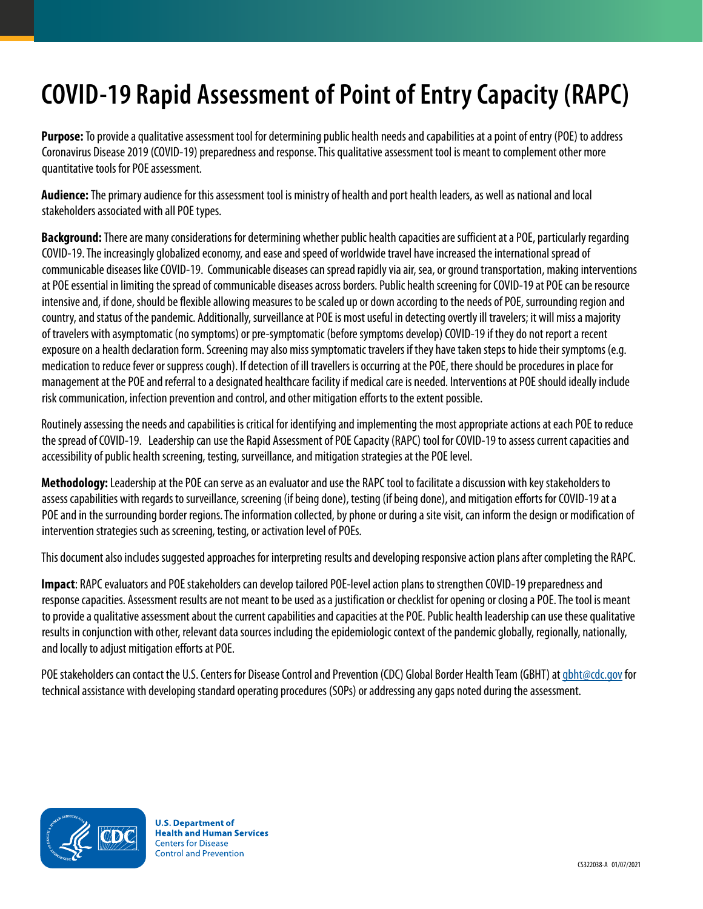# COVID-19 Rapid Assessment of Point of Entry Capacity (RAPC)

**Purpose:** To provide a qualitative assessment tool for determining public health needs and capabilities at a point of entry (POE) to address Coronavirus Disease 2019 (COVID-19) preparedness and response. This qualitative assessment tool is meant to complement other more quantitative tools for POE assessment.

**Audience:** The primary audience for this assessment tool is ministry of health and port health leaders, as well as national and local stakeholders associated with all POE types.

**Background:** There are many considerations for determining whether public health capacities are sufficient at a POE, particularly regarding COVID-19. The increasingly globalized economy, and ease and speed of worldwide travel have increased the international spread of communicable diseases like COVID-19. Communicable diseases can spread rapidly via air, sea, or ground transportation, making interventions at POE essential in limiting the spread of communicable diseases across borders. Public health screening for COVID-19 at POE can be resource intensive and, if done, should be flexible allowing measures to be scaled up or down according to the needs of POE, surrounding region and country, and status of the pandemic. Additionally, surveillance at POE is most useful in detecting overtly ill travelers; it will miss a majority of travelers with asymptomatic (no symptoms) or pre-symptomatic (before symptoms develop) COVID-19 if they do not report a recent exposure on a health declaration form. Screening may also miss symptomatic travelers if they have taken steps to hide their symptoms (e.g. medication to reduce fever or suppress cough). If detection of ill travellers is occurring at the POE, there should be procedures in place for management at the POE and referral to a designated healthcare facility if medical care is needed. Interventions at POE should ideally include risk communication, infection prevention and control, and other mitigation efforts to the extent possible.

Routinely assessing the needs and capabilities is critical for identifying and implementing the most appropriate actions at each POE to reduce the spread of COVID-19. Leadership can use the Rapid Assessment of POE Capacity (RAPC) tool for COVID-19 to assess current capacities and accessibility of public health screening, testing, surveillance, and mitigation strategies at the POE level.

**Methodology:** Leadership at the POE can serve as an evaluator and use the RAPC tool to facilitate a discussion with key stakeholders to assess capabilities with regards to surveillance, screening (if being done), testing (if being done), and mitigation efforts for COVID-19 at a POE and in the surrounding border regions. The information collected, by phone or during a site visit, can inform the design or modification of intervention strategies such as screening, testing, or activation level of POEs.

This document also includes suggested approaches for interpreting results and developing responsive action plans after completing the RAPC.

**Impact**: RAPC evaluators and POE stakeholders can develop tailored POE-level action plans to strengthen COVID-19 preparedness and response capacities. Assessment results are not meant to be used as a justification or checklist for opening or closing a POE. The tool is meant to provide a qualitative assessment about the current capabilities and capacities at the POE. Public health leadership can use these qualitative results in conjunction with other, relevant data sources including the epidemiologic context of the pandemic globally, regionally, nationally, and locally to adjust mitigation efforts at POE.

POE stakeholders can contact the U.S. Centers for Disease Control and Prevention (CDC) Global Border Health Team (GBHT) at gbht@cdc.gov for technical assistance with developing standard operating procedures (SOPs) or addressing any gaps noted during the assessment.

**U.S. Department of Health and Human Services**
Centers for Disease Control and Prevention

CS322038-A 01/07/2021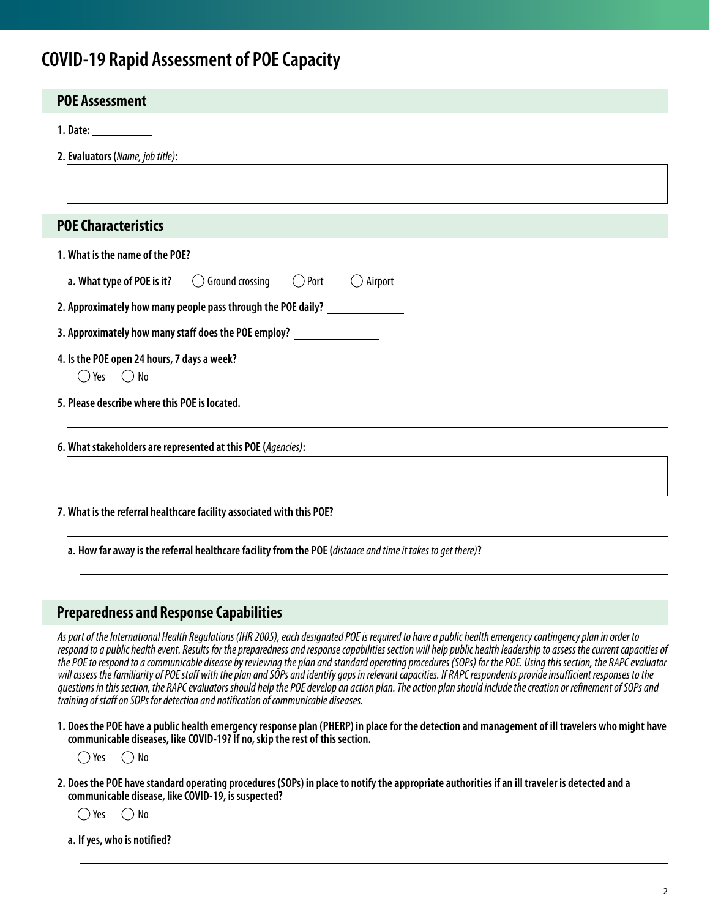# COVID-19 Rapid Assessment of POE Capacity

## POE Assessment

**1. Date:** ___________

**2. Evaluators (*Name, job title*):**

## POE Characteristics

**1. What is the name of the POE?** ___________

**a. What type of POE is it?** ◯ Ground crossing ◯ Port ◯ Airport

**2. Approximately how many people pass through the POE daily?** ___________

**3. Approximately how many staff does the POE employ?** ___________

**4. Is the POE open 24 hours, 7 days a week?**

◯ Yes ◯ No

**5. Please describe where this POE is located.**

**6. What stakeholders are represented at this POE (*Agencies*):**

**7. What is the referral healthcare facility associated with this POE?**

**a. How far away is the referral healthcare facility from the POE (*distance and time it takes to get there*)?**

## Preparedness and Response Capabilities

*As part of the International Health Regulations (IHR 2005), each designated POE is required to have a public health emergency contingency plan in order to respond to a public health event. Results for the preparedness and response capabilities section will help public health leadership to assess the current capacities of the POE to respond to a communicable disease by reviewing the plan and standard operating procedures (SOPs) for the POE. Using this section, the RAPC evaluator will assess the familiarity of POE staff with the plan and SOPs and identify gaps in relevant capacities. If RAPC respondents provide insufficient responses to the questions in this section, the RAPC evaluators should help the POE develop an action plan. The action plan should include the creation or refinement of SOPs and training of staff on SOPs for detection and notification of communicable diseases.*

**1. Does the POE have a public health emergency response plan (PHERP) in place for the detection and management of ill travelers who might have communicable diseases, like COVID-19? If no, skip the rest of this section.**

◯ Yes ◯ No

**2. Does the POE have standard operating procedures (SOPs) in place to notify the appropriate authorities if an ill traveler is detected and a communicable disease, like COVID-19, is suspected?**

◯ Yes ◯ No

**a. If yes, who is notified?**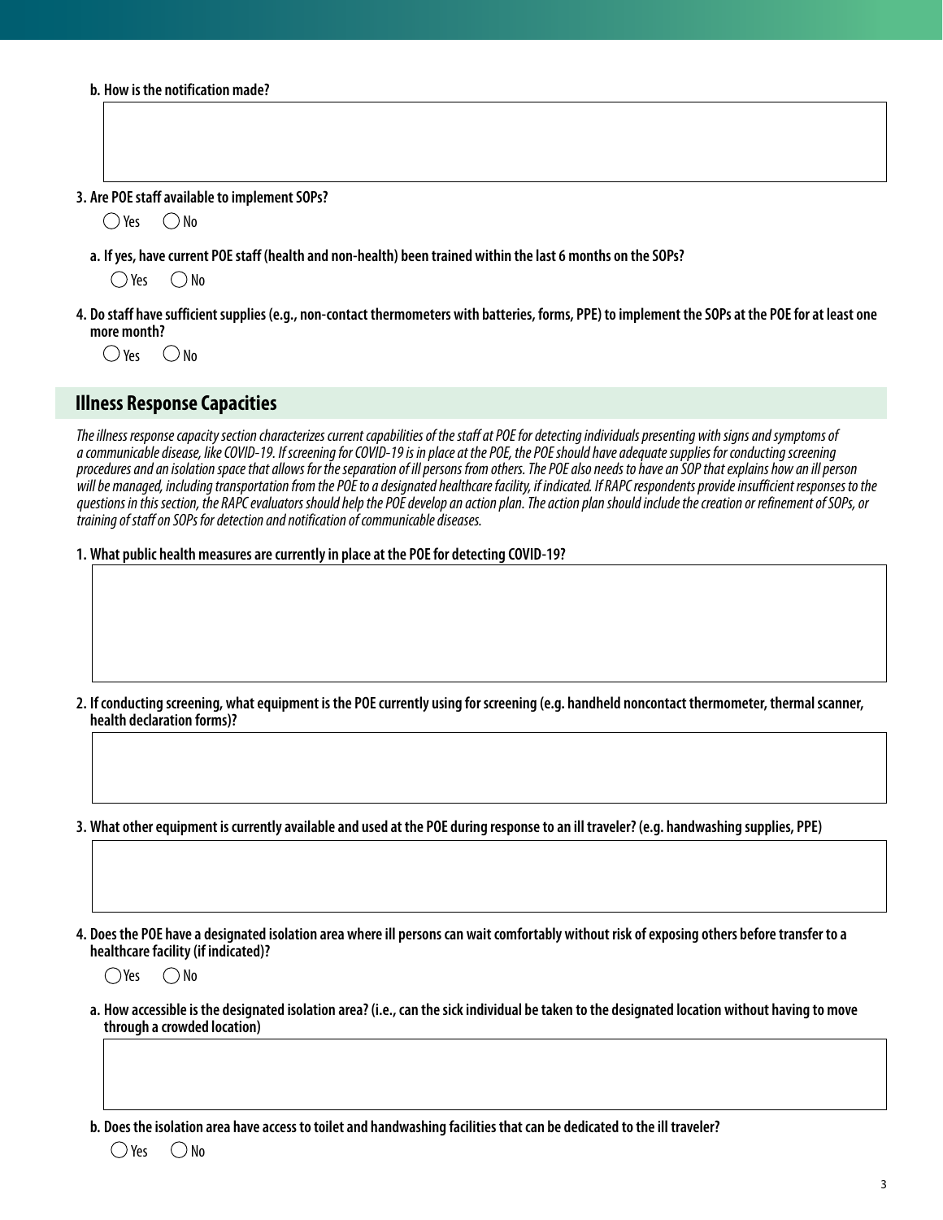**b. How is the notification made?**

**3. Are POE staff available to implement SOPs?**

◯ Yes ◯ No

**a. If yes, have current POE staff (health and non-health) been trained within the last 6 months on the SOPs?**

◯ Yes ◯ No

**4. Do staff have sufficient supplies (e.g., non-contact thermometers with batteries, forms, PPE) to implement the SOPs at the POE for at least one more month?**

◯ Yes ◯ No

## Illness Response Capacities

*The illness response capacity section characterizes current capabilities of the staff at POE for detecting individuals presenting with signs and symptoms of a communicable disease, like COVID-19. If screening for COVID-19 is in place at the POE, the POE should have adequate supplies for conducting screening procedures and an isolation space that allows for the separation of ill persons from others. The POE also needs to have an SOP that explains how an ill person will be managed, including transportation from the POE to a designated healthcare facility, if indicated. If RAPC respondents provide insufficient responses to the questions in this section, the RAPC evaluators should help the POE develop an action plan. The action plan should include the creation or refinement of SOPs, or training of staff on SOPs for detection and notification of communicable diseases.*

**1. What public health measures are currently in place at the POE for detecting COVID-19?**

**2. If conducting screening, what equipment is the POE currently using for screening (e.g. handheld noncontact thermometer, thermal scanner, health declaration forms)?**

**3. What other equipment is currently available and used at the POE during response to an ill traveler? (e.g. handwashing supplies, PPE)**

**4. Does the POE have a designated isolation area where ill persons can wait comfortably without risk of exposing others before transfer to a healthcare facility (if indicated)?**

◯ Yes ◯ No

**a. How accessible is the designated isolation area? (i.e., can the sick individual be taken to the designated location without having to move through a crowded location)**

**b. Does the isolation area have access to toilet and handwashing facilities that can be dedicated to the ill traveler?**

◯ Yes ◯ No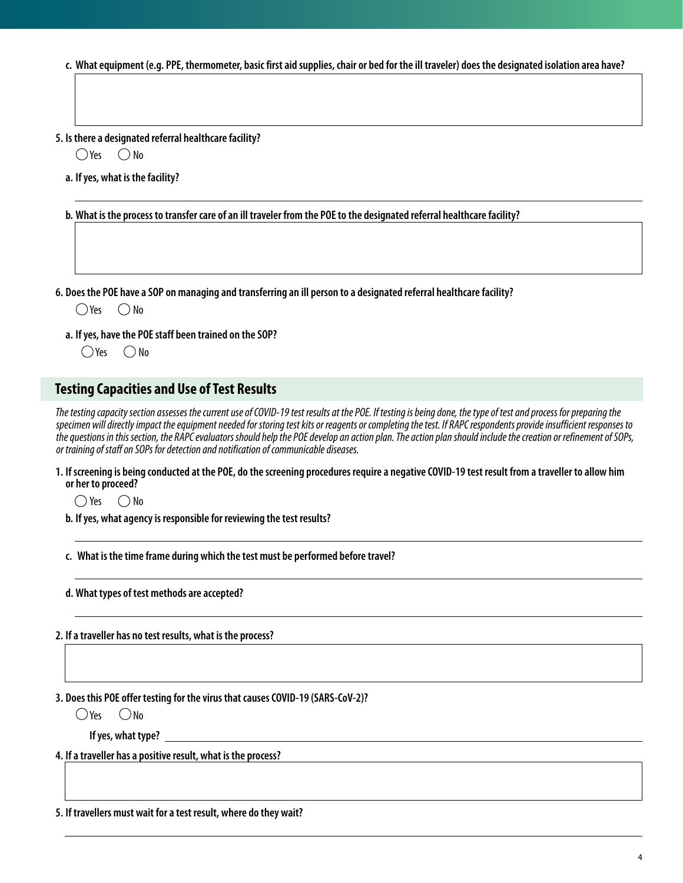c. **What equipment (e.g. PPE, thermometer, basic first aid supplies, chair or bed for the ill traveler) does the designated isolation area have?**

**5. Is there a designated referral healthcare facility?**

◯ Yes ◯ No

a. **If yes, what is the facility?**

b. **What is the process to transfer care of an ill traveler from the POE to the designated referral healthcare facility?**

**6. Does the POE have a SOP on managing and transferring an ill person to a designated referral healthcare facility?**

◯ Yes ◯ No

a. **If yes, have the POE staff been trained on the SOP?**

◯ Yes ◯ No

## Testing Capacities and Use of Test Results

*The testing capacity section assesses the current use of COVID-19 test results at the POE. If testing is being done, the type of test and process for preparing the specimen will directly impact the equipment needed for storing test kits or reagents or completing the test. If RAPC respondents provide insufficient responses to the questions in this section, the RAPC evaluators should help the POE develop an action plan. The action plan should include the creation or refinement of SOPs, or training of staff on SOPs for detection and notification of communicable diseases.*

**1. If screening is being conducted at the POE, do the screening procedures require a negative COVID-19 test result from a traveller to allow him or her to proceed?**

◯ Yes ◯ No

b. **If yes, what agency is responsible for reviewing the test results?**

c. **What is the time frame during which the test must be performed before travel?**

d. **What types of test methods are accepted?**

**2. If a traveller has no test results, what is the process?**

**3. Does this POE offer testing for the virus that causes COVID-19 (SARS-CoV-2)?**

◯ Yes ◯ No

**If yes, what type?** ____________________

**4. If a traveller has a positive result, what is the process?**

**5. If travellers must wait for a test result, where do they wait?**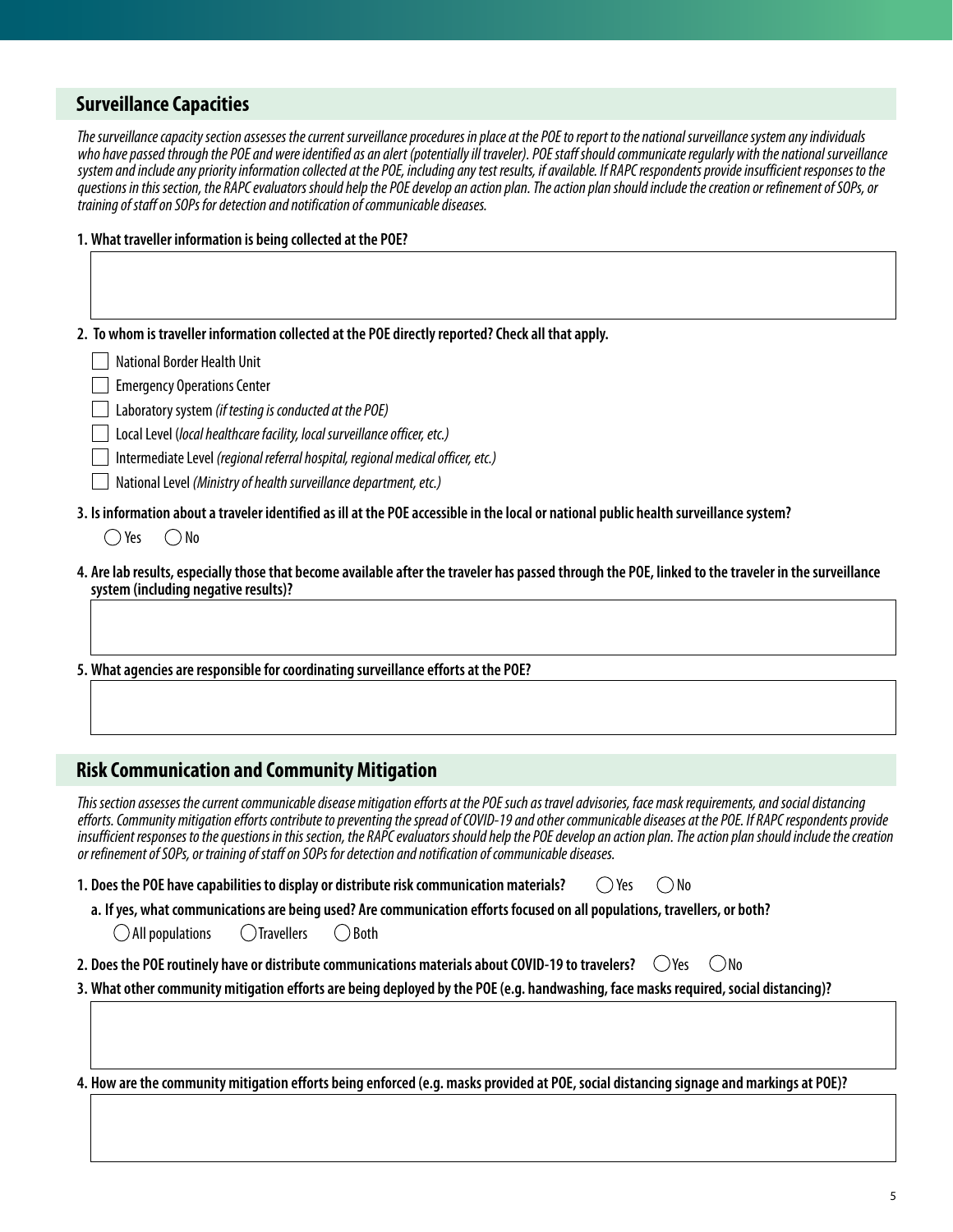## Surveillance Capacities

*The surveillance capacity section assesses the current surveillance procedures in place at the POE to report to the national surveillance system any individuals who have passed through the POE and were identified as an alert (potentially ill traveler). POE staff should communicate regularly with the national surveillance system and include any priority information collected at the POE, including any test results, if available. If RAPC respondents provide insufficient responses to the questions in this section, the RAPC evaluators should help the POE develop an action plan. The action plan should include the creation or refinement of SOPs, or training of staff on SOPs for detection and notification of communicable diseases.*

**1. What traveller information is being collected at the POE?**

**2. To whom is traveller information collected at the POE directly reported? Check all that apply.**

- ☐ National Border Health Unit
- ☐ Emergency Operations Center
- ☐ Laboratory system *(if testing is conducted at the POE)*
- ☐ Local Level (*local healthcare facility, local surveillance officer, etc.)*
- ☐ Intermediate Level *(regional referral hospital, regional medical officer, etc.)*
- ☐ National Level *(Ministry of health surveillance department, etc.)*

**3. Is information about a traveler identified as ill at the POE accessible in the local or national public health surveillance system?**

◯ Yes ◯ No

**4. Are lab results, especially those that become available after the traveler has passed through the POE, linked to the traveler in the surveillance system (including negative results)?**

**5. What agencies are responsible for coordinating surveillance efforts at the POE?**

## Risk Communication and Community Mitigation

*This section assesses the current communicable disease mitigation efforts at the POE such as travel advisories, face mask requirements, and social distancing efforts. Community mitigation efforts contribute to preventing the spread of COVID-19 and other communicable diseases at the POE. If RAPC respondents provide insufficient responses to the questions in this section, the RAPC evaluators should help the POE develop an action plan. The action plan should include the creation or refinement of SOPs, or training of staff on SOPs for detection and notification of communicable diseases.*

**1. Does the POE have capabilities to display or distribute risk communication materials?** ◯ Yes ◯ No

**a. If yes, what communications are being used? Are communication efforts focused on all populations, travellers, or both?**

◯ All populations ◯ Travellers ◯ Both

**2. Does the POE routinely have or distribute communications materials about COVID-19 to travelers?** ◯ Yes ◯ No

**3. What other community mitigation efforts are being deployed by the POE (e.g. handwashing, face masks required, social distancing)?**

**4. How are the community mitigation efforts being enforced (e.g. masks provided at POE, social distancing signage and markings at POE)?**